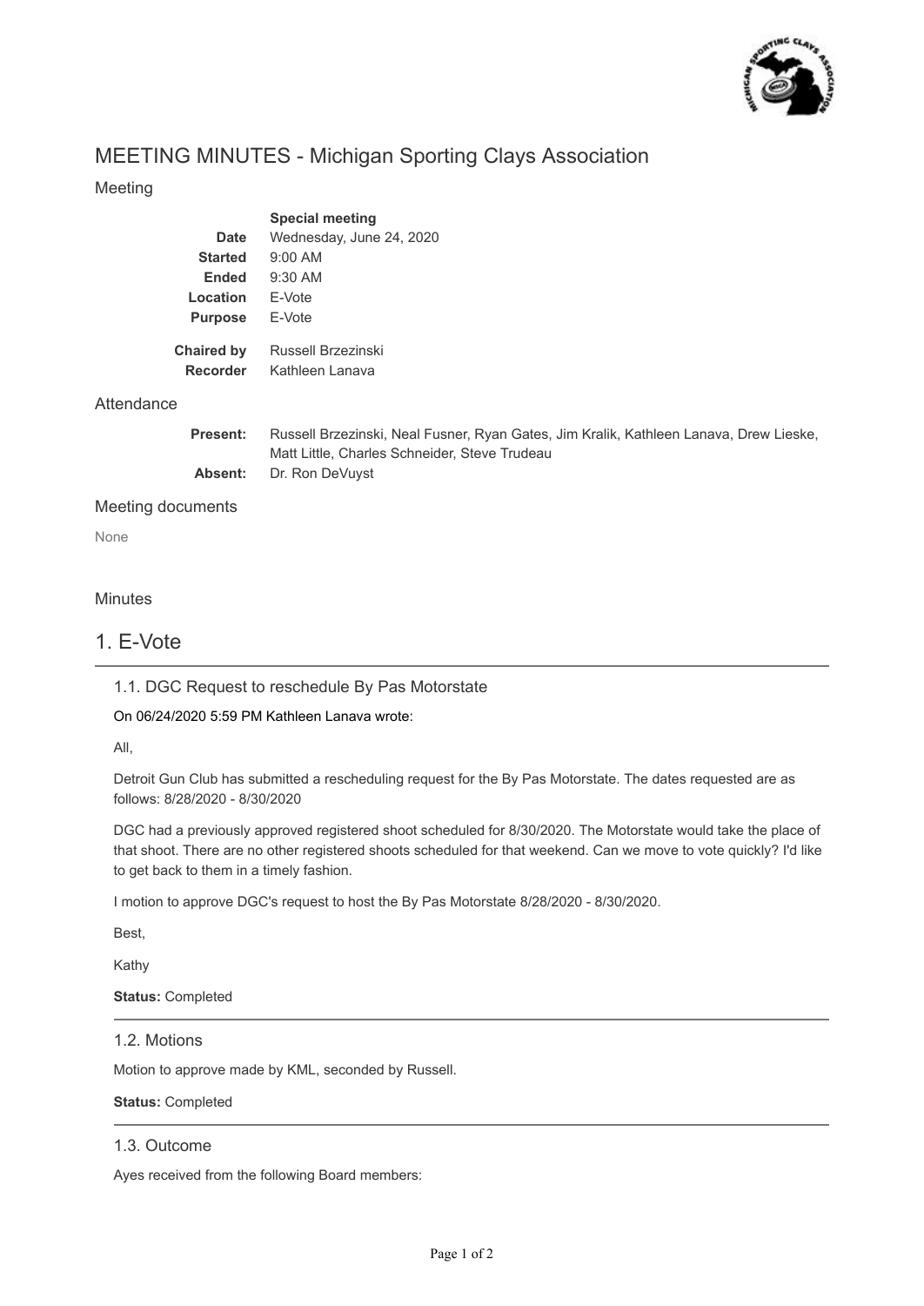# MEETING MINUTES - Michigan Sporting Clays Association

## Meeting

| | |
|---|---|
| | **Special meeting** |
| **Date** | Wednesday, June 24, 2020 |
| **Started** | 9:00 AM |
| **Ended** | 9:30 AM |
| **Location** | E-Vote |
| **Purpose** | E-Vote |
| **Chaired by** | Russell Brzezinski |
| **Recorder** | Kathleen Lanava |

## Attendance

| | |
|---|---|
| **Present:** | Russell Brzezinski, Neal Fusner, Ryan Gates, Jim Kralik, Kathleen Lanava, Drew Lieske, Matt Little, Charles Schneider, Steve Trudeau |
| **Absent:** | Dr. Ron DeVuyst |

## Meeting documents

None

## Minutes

# 1. E-Vote

### 1.1. DGC Request to reschedule By Pas Motorstate

On 06/24/2020 5:59 PM Kathleen Lanava wrote:

All,

Detroit Gun Club has submitted a rescheduling request for the By Pas Motorstate. The dates requested are as follows: 8/28/2020 - 8/30/2020

DGC had a previously approved registered shoot scheduled for 8/30/2020. The Motorstate would take the place of that shoot. There are no other registered shoots scheduled for that weekend. Can we move to vote quickly? I'd like to get back to them in a timely fashion.

I motion to approve DGC's request to host the By Pas Motorstate 8/28/2020 - 8/30/2020.

Best,

Kathy

**Status:** Completed

### 1.2. Motions

Motion to approve made by KML, seconded by Russell.

**Status:** Completed

### 1.3. Outcome

Ayes received from the following Board members: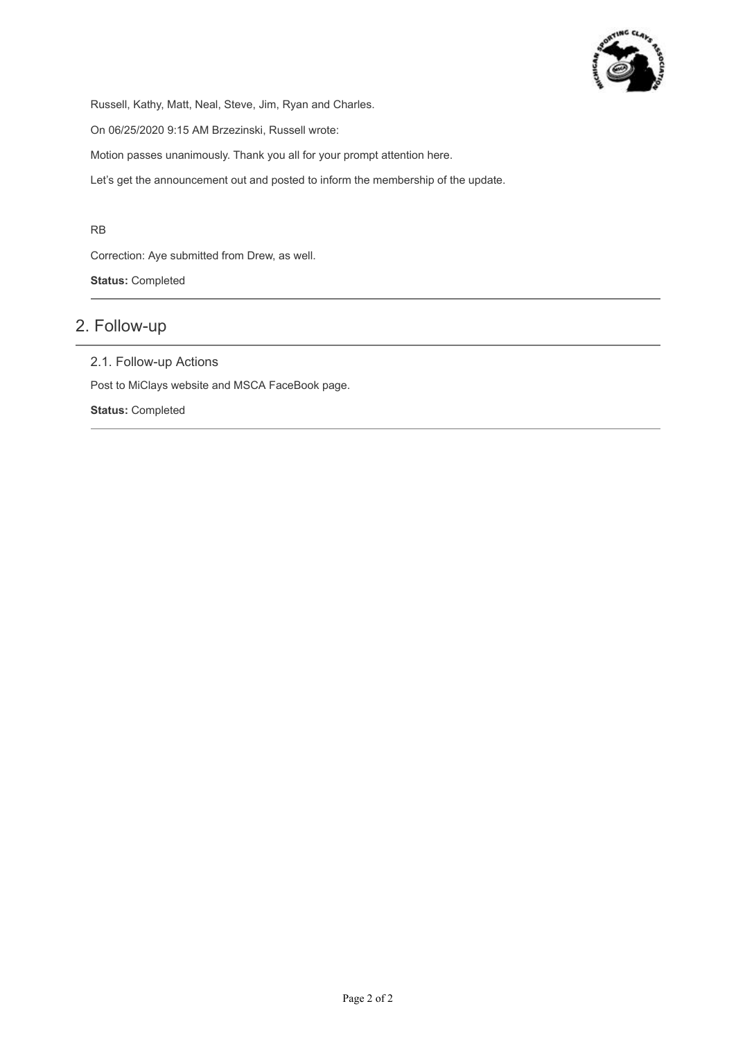Russell, Kathy, Matt, Neal, Steve, Jim, Ryan and Charles.

On 06/25/2020 9:15 AM Brzezinski, Russell wrote:

Motion passes unanimously. Thank you all for your prompt attention here.

Let's get the announcement out and posted to inform the membership of the update.

RB

Correction: Aye submitted from Drew, as well.

**Status:** Completed

## 2. Follow-up

### 2.1. Follow-up Actions

Post to MiClays website and MSCA FaceBook page.

**Status:** Completed